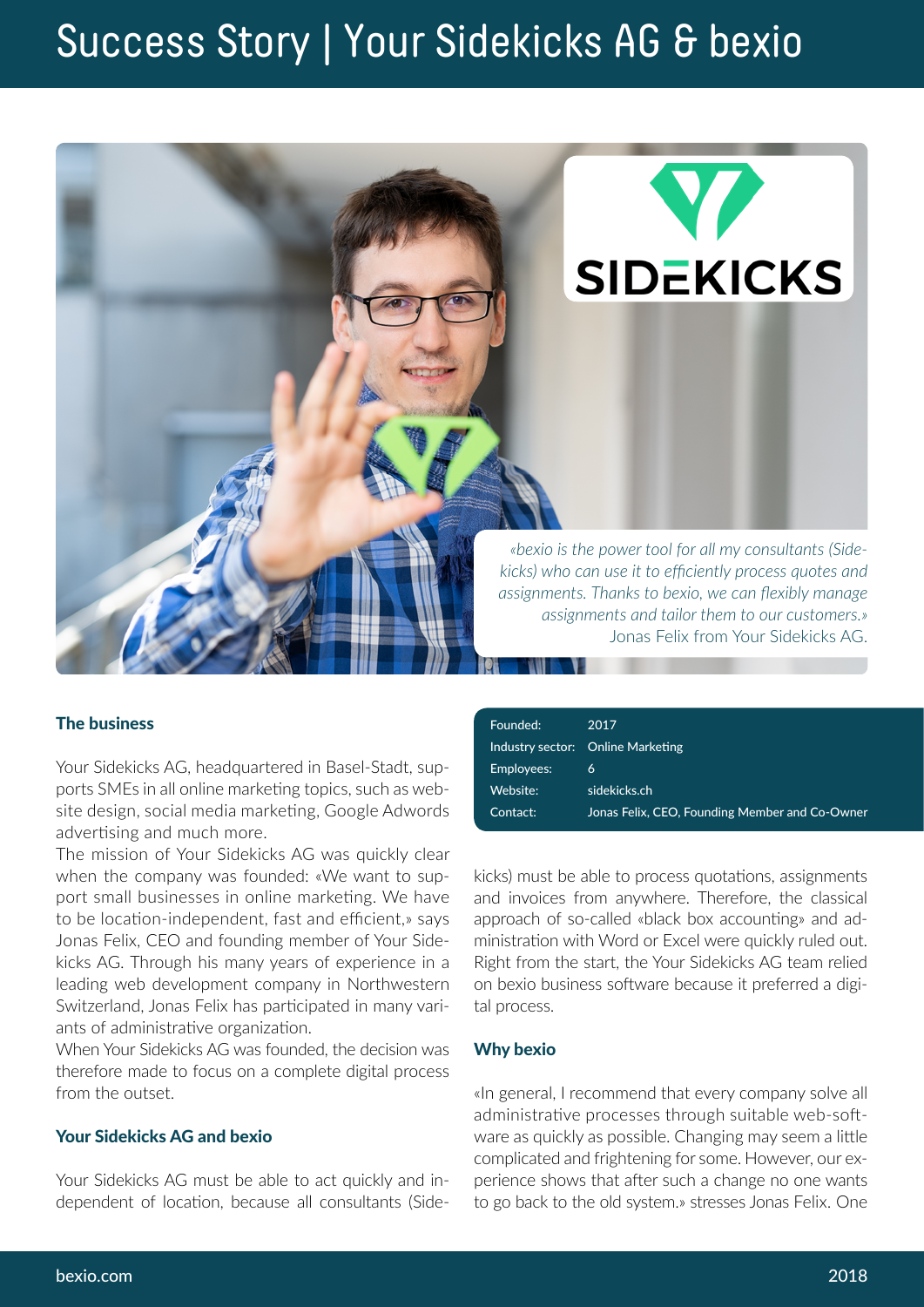# Success Story | Your Sidekicks AG & bexio

*«bexio is the power tool for all my consultants (Sidekicks) who can use it to efficiently process quotes and assignments. Thanks to bexio, we can flexibly manage assignments and tailor them to our customers.»*
Jonas Felix from Your Sidekicks AG.

| | |
|---|---|
| Founded: | 2017 |
| Industry sector: | Online Marketing |
| Employees: | 6 |
| Website: | sidekicks.ch |
| Contact: | Jonas Felix, CEO, Founding Member and Co-Owner |

### The business

Your Sidekicks AG, headquartered in Basel-Stadt, supports SMEs in all online marketing topics, such as website design, social media marketing, Google Adwords advertising and much more.
The mission of Your Sidekicks AG was quickly clear when the company was founded: «We want to support small businesses in online marketing. We have to be location-independent, fast and efficient,» says Jonas Felix, CEO and founding member of Your Sidekicks AG. Through his many years of experience in a leading web development company in Northwestern Switzerland, Jonas Felix has participated in many variants of administrative organization.
When Your Sidekicks AG was founded, the decision was therefore made to focus on a complete digital process from the outset.

### Your Sidekicks AG and bexio

Your Sidekicks AG must be able to act quickly and independent of location, because all consultants (Sidekicks) must be able to process quotations, assignments and invoices from anywhere. Therefore, the classical approach of so-called «black box accounting» and administration with Word or Excel were quickly ruled out. Right from the start, the Your Sidekicks AG team relied on bexio business software because it preferred a digital process.

### Why bexio

«In general, I recommend that every company solve all administrative processes through suitable web-software as quickly as possible. Changing may seem a little complicated and frightening for some. However, our experience shows that after such a change no one wants to go back to the old system.» stresses Jonas Felix. One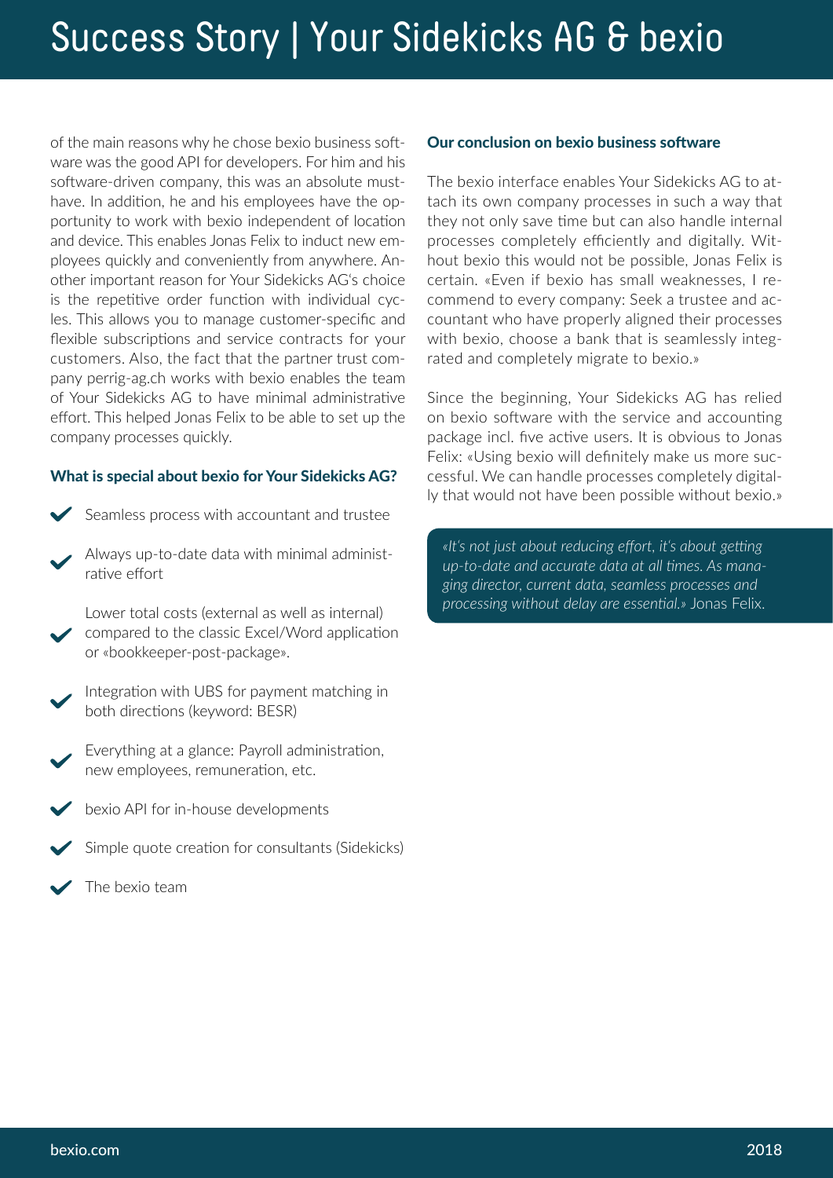of the main reasons why he chose bexio business software was the good API for developers. For him and his software-driven company, this was an absolute must-have. In addition, he and his employees have the opportunity to work with bexio independent of location and device. This enables Jonas Felix to induct new employees quickly and conveniently from anywhere. Another important reason for Your Sidekicks AG's choice is the repetitive order function with individual cycles. This allows you to manage customer-specific and flexible subscriptions and service contracts for your customers. Also, the fact that the partner trust company perrig-ag.ch works with bexio enables the team of Your Sidekicks AG to have minimal administrative effort. This helped Jonas Felix to be able to set up the company processes quickly.

### What is special about bexio for Your Sidekicks AG?

- ✔ Seamless process with accountant and trustee
- ✔ Always up-to-date data with minimal administrative effort
- ✔ Lower total costs (external as well as internal) compared to the classic Excel/Word application or «bookkeeper-post-package».
- ✔ Integration with UBS for payment matching in both directions (keyword: BESR)
- ✔ Everything at a glance: Payroll administration, new employees, remuneration, etc.
- ✔ bexio API for in-house developments
- ✔ Simple quote creation for consultants (Sidekicks)
- ✔ The bexio team

### Our conclusion on bexio business software

The bexio interface enables Your Sidekicks AG to attach its own company processes in such a way that they not only save time but can also handle internal processes completely efficiently and digitally. Without bexio this would not be possible, Jonas Felix is certain. «Even if bexio has small weaknesses, I recommend to every company: Seek a trustee and accountant who have properly aligned their processes with bexio, choose a bank that is seamlessly integrated and completely migrate to bexio.»

Since the beginning, Your Sidekicks AG has relied on bexio software with the service and accounting package incl. five active users. It is obvious to Jonas Felix: «Using bexio will definitely make us more successful. We can handle processes completely digitally that would not have been possible without bexio.»

> *«It's not just about reducing effort, it's about getting up-to-date and accurate data at all times. As managing director, current data, seamless processes and processing without delay are essential.»* Jonas Felix.